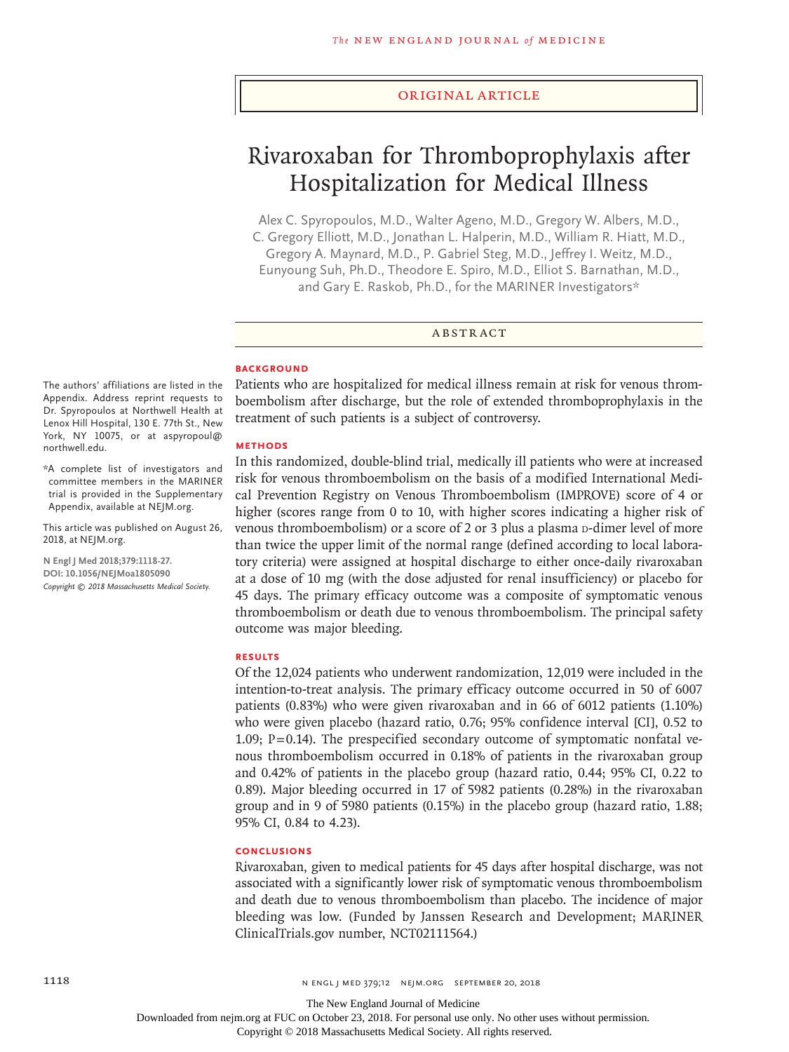Original Article

# Rivaroxaban for Thromboprophylaxis after Hospitalization for Medical Illness

Alex C. Spyropoulos, M.D., Walter Ageno, M.D., Gregory W. Albers, M.D., C. Gregory Elliott, M.D., Jonathan L. Halperin, M.D., William R. Hiatt, M.D., Gregory A. Maynard, M.D., P. Gabriel Steg, M.D., Jeffrey I. Weitz, M.D., Eunyoung Suh, Ph.D., Theodore E. Spiro, M.D., Elliot S. Barnathan, M.D., and Gary E. Raskob, Ph.D., for the MARINER Investigators*

The authors' affiliations are listed in the Appendix. Address reprint requests to Dr. Spyropoulos at Northwell Health at Lenox Hill Hospital, 130 E. 77th St., New York, NY 10075, or at aspyropoul@northwell.edu.

*A complete list of investigators and committee members in the MARINER trial is provided in the Supplementary Appendix, available at NEJM.org.

This article was published on August 26, 2018, at NEJM.org.

N Engl J Med 2018;379:1118-27.
DOI: 10.1056/NEJMoa1805090
*Copyright © 2018 Massachusetts Medical Society.*

## Abstract

### Background

Patients who are hospitalized for medical illness remain at risk for venous thromboembolism after discharge, but the role of extended thromboprophylaxis in the treatment of such patients is a subject of controversy.

### Methods

In this randomized, double-blind trial, medically ill patients who were at increased risk for venous thromboembolism on the basis of a modified International Medical Prevention Registry on Venous Thromboembolism (IMPROVE) score of 4 or higher (scores range from 0 to 10, with higher scores indicating a higher risk of venous thromboembolism) or a score of 2 or 3 plus a plasma D-dimer level of more than twice the upper limit of the normal range (defined according to local laboratory criteria) were assigned at hospital discharge to either once-daily rivaroxaban at a dose of 10 mg (with the dose adjusted for renal insufficiency) or placebo for 45 days. The primary efficacy outcome was a composite of symptomatic venous thromboembolism or death due to venous thromboembolism. The principal safety outcome was major bleeding.

### Results

Of the 12,024 patients who underwent randomization, 12,019 were included in the intention-to-treat analysis. The primary efficacy outcome occurred in 50 of 6007 patients (0.83%) who were given rivaroxaban and in 66 of 6012 patients (1.10%) who were given placebo (hazard ratio, 0.76; 95% confidence interval [CI], 0.52 to 1.09; P=0.14). The prespecified secondary outcome of symptomatic nonfatal venous thromboembolism occurred in 0.18% of patients in the rivaroxaban group and 0.42% of patients in the placebo group (hazard ratio, 0.44; 95% CI, 0.22 to 0.89). Major bleeding occurred in 17 of 5982 patients (0.28%) in the rivaroxaban group and in 9 of 5980 patients (0.15%) in the placebo group (hazard ratio, 1.88; 95% CI, 0.84 to 4.23).

### Conclusions

Rivaroxaban, given to medical patients for 45 days after hospital discharge, was not associated with a significantly lower risk of symptomatic venous thromboembolism and death due to venous thromboembolism than placebo. The incidence of major bleeding was low. (Funded by Janssen Research and Development; MARINER ClinicalTrials.gov number, NCT02111564.)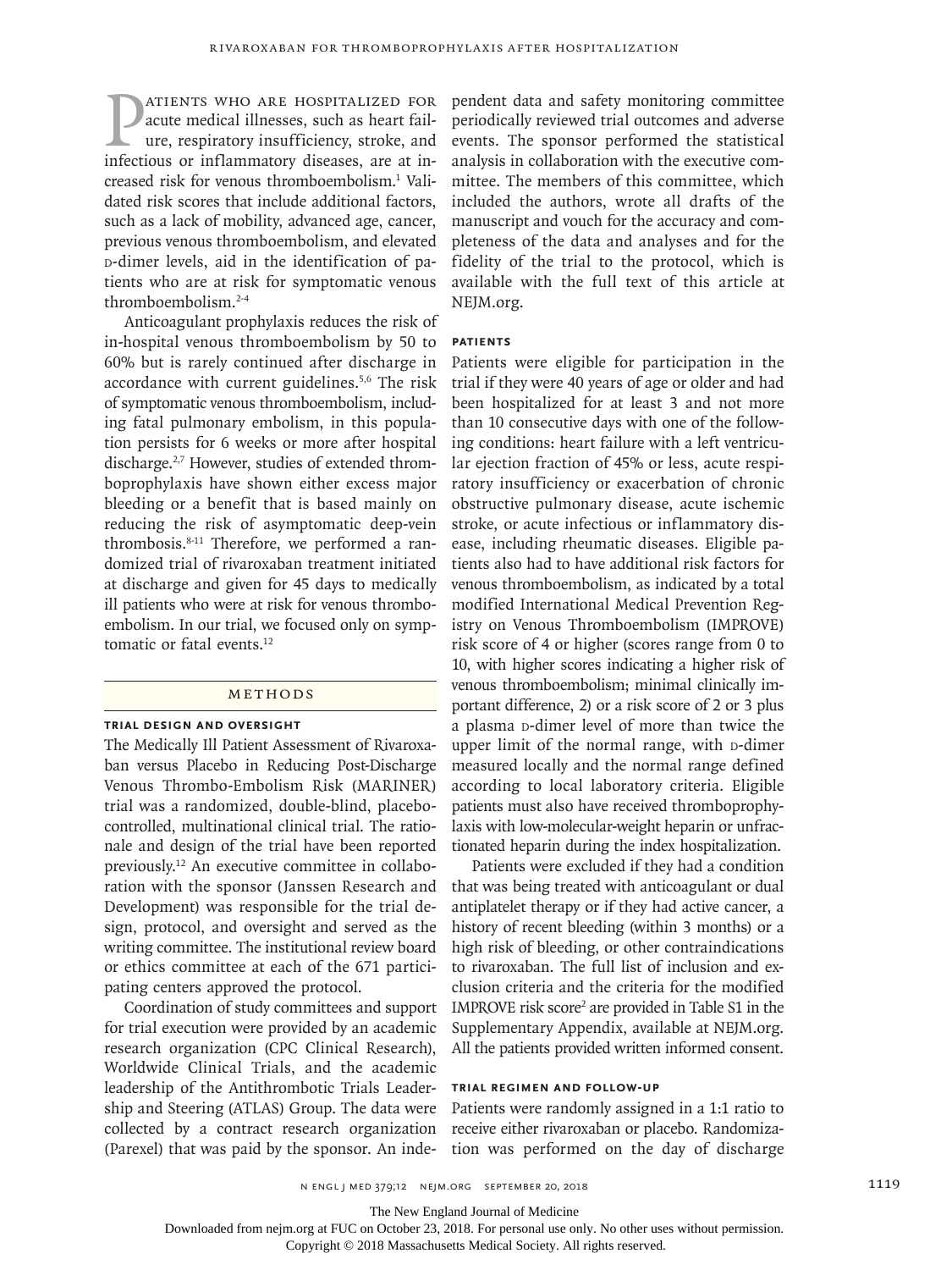Patients who are hospitalized for acute medical illnesses, such as heart failure, respiratory insufficiency, stroke, and infectious or inflammatory diseases, are at increased risk for venous thromboembolism.[1] Validated risk scores that include additional factors, such as a lack of mobility, advanced age, cancer, previous venous thromboembolism, and elevated D-dimer levels, aid in the identification of patients who are at risk for symptomatic venous thromboembolism.[2-4]

Anticoagulant prophylaxis reduces the risk of in-hospital venous thromboembolism by 50 to 60% but is rarely continued after discharge in accordance with current guidelines.[5,6] The risk of symptomatic venous thromboembolism, including fatal pulmonary embolism, in this population persists for 6 weeks or more after hospital discharge.[2,7] However, studies of extended thromboprophylaxis have shown either excess major bleeding or a benefit that is based mainly on reducing the risk of asymptomatic deep-vein thrombosis.[8-11] Therefore, we performed a randomized trial of rivaroxaban treatment initiated at discharge and given for 45 days to medically ill patients who were at risk for venous thromboembolism. In our trial, we focused only on symptomatic or fatal events.[12]

## Methods

### Trial Design and Oversight

The Medically Ill Patient Assessment of Rivaroxaban versus Placebo in Reducing Post-Discharge Venous Thrombo-Embolism Risk (MARINER) trial was a randomized, double-blind, placebo-controlled, multinational clinical trial. The rationale and design of the trial have been reported previously.[12] An executive committee in collaboration with the sponsor (Janssen Research and Development) was responsible for the trial design, protocol, and oversight and served as the writing committee. The institutional review board or ethics committee at each of the 671 participating centers approved the protocol.

Coordination of study committees and support for trial execution were provided by an academic research organization (CPC Clinical Research), Worldwide Clinical Trials, and the academic leadership of the Antithrombotic Trials Leadership and Steering (ATLAS) Group. The data were collected by a contract research organization (Parexel) that was paid by the sponsor. An independent data and safety monitoring committee periodically reviewed trial outcomes and adverse events. The sponsor performed the statistical analysis in collaboration with the executive committee. The members of this committee, which included the authors, wrote all drafts of the manuscript and vouch for the accuracy and completeness of the data and analyses and for the fidelity of the trial to the protocol, which is available with the full text of this article at NEJM.org.

### Patients

Patients were eligible for participation in the trial if they were 40 years of age or older and had been hospitalized for at least 3 and not more than 10 consecutive days with one of the following conditions: heart failure with a left ventricular ejection fraction of 45% or less, acute respiratory insufficiency or exacerbation of chronic obstructive pulmonary disease, acute ischemic stroke, or acute infectious or inflammatory disease, including rheumatic diseases. Eligible patients also had to have additional risk factors for venous thromboembolism, as indicated by a total modified International Medical Prevention Registry on Venous Thromboembolism (IMPROVE) risk score of 4 or higher (scores range from 0 to 10, with higher scores indicating a higher risk of venous thromboembolism; minimal clinically important difference, 2) or a risk score of 2 or 3 plus a plasma D-dimer level of more than twice the upper limit of the normal range, with D-dimer measured locally and the normal range defined according to local laboratory criteria. Eligible patients must also have received thromboprophylaxis with low-molecular-weight heparin or unfractionated heparin during the index hospitalization.

Patients were excluded if they had a condition that was being treated with anticoagulant or dual antiplatelet therapy or if they had active cancer, a history of recent bleeding (within 3 months) or a high risk of bleeding, or other contraindications to rivaroxaban. The full list of inclusion and exclusion criteria and the criteria for the modified IMPROVE risk score[2] are provided in Table S1 in the Supplementary Appendix, available at NEJM.org. All the patients provided written informed consent.

### Trial Regimen and Follow-up

Patients were randomly assigned in a 1:1 ratio to receive either rivaroxaban or placebo. Randomization was performed on the day of discharge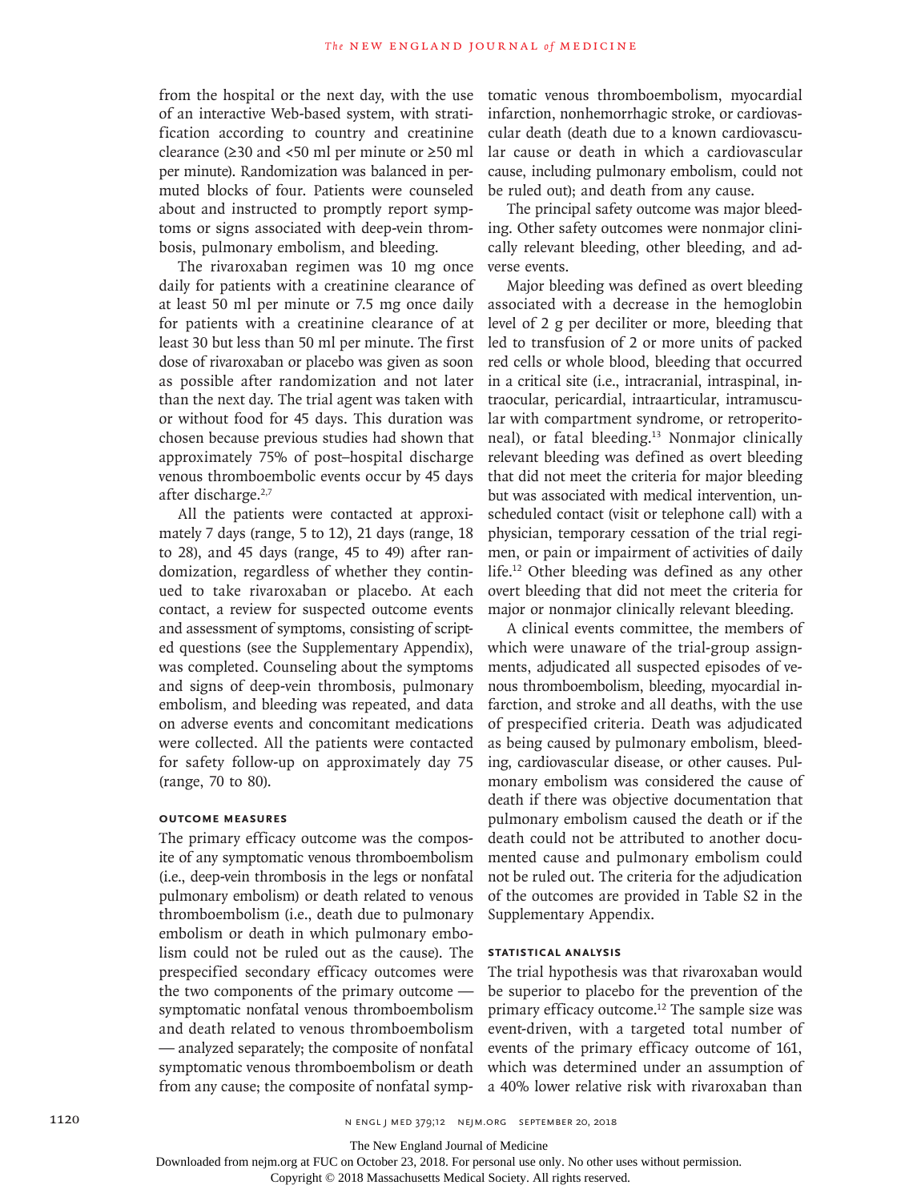from the hospital or the next day, with the use of an interactive Web-based system, with stratification according to country and creatinine clearance (≥30 and <50 ml per minute or ≥50 ml per minute). Randomization was balanced in permuted blocks of four. Patients were counseled about and instructed to promptly report symptoms or signs associated with deep-vein thrombosis, pulmonary embolism, and bleeding.

The rivaroxaban regimen was 10 mg once daily for patients with a creatinine clearance of at least 50 ml per minute or 7.5 mg once daily for patients with a creatinine clearance of at least 30 but less than 50 ml per minute. The first dose of rivaroxaban or placebo was given as soon as possible after randomization and not later than the next day. The trial agent was taken with or without food for 45 days. This duration was chosen because previous studies had shown that approximately 75% of post–hospital discharge venous thromboembolic events occur by 45 days after discharge.[2,7]

All the patients were contacted at approximately 7 days (range, 5 to 12), 21 days (range, 18 to 28), and 45 days (range, 45 to 49) after randomization, regardless of whether they continued to take rivaroxaban or placebo. At each contact, a review for suspected outcome events and assessment of symptoms, consisting of scripted questions (see the Supplementary Appendix), was completed. Counseling about the symptoms and signs of deep-vein thrombosis, pulmonary embolism, and bleeding was repeated, and data on adverse events and concomitant medications were collected. All the patients were contacted for safety follow-up on approximately day 75 (range, 70 to 80).

## OUTCOME MEASURES

The primary efficacy outcome was the composite of any symptomatic venous thromboembolism (i.e., deep-vein thrombosis in the legs or nonfatal pulmonary embolism) or death related to venous thromboembolism (i.e., death due to pulmonary embolism or death in which pulmonary embolism could not be ruled out as the cause). The prespecified secondary efficacy outcomes were the two components of the primary outcome — symptomatic nonfatal venous thromboembolism and death related to venous thromboembolism — analyzed separately; the composite of nonfatal symptomatic venous thromboembolism or death from any cause; the composite of nonfatal symptomatic venous thromboembolism, myocardial infarction, nonhemorrhagic stroke, or cardiovascular death (death due to a known cardiovascular cause or death in which a cardiovascular cause, including pulmonary embolism, could not be ruled out); and death from any cause.

The principal safety outcome was major bleeding. Other safety outcomes were nonmajor clinically relevant bleeding, other bleeding, and adverse events.

Major bleeding was defined as overt bleeding associated with a decrease in the hemoglobin level of 2 g per deciliter or more, bleeding that led to transfusion of 2 or more units of packed red cells or whole blood, bleeding that occurred in a critical site (i.e., intracranial, intraspinal, intraocular, pericardial, intraarticular, intramuscular with compartment syndrome, or retroperitoneal), or fatal bleeding.[13] Nonmajor clinically relevant bleeding was defined as overt bleeding that did not meet the criteria for major bleeding but was associated with medical intervention, unscheduled contact (visit or telephone call) with a physician, temporary cessation of the trial regimen, or pain or impairment of activities of daily life.[12] Other bleeding was defined as any other overt bleeding that did not meet the criteria for major or nonmajor clinically relevant bleeding.

A clinical events committee, the members of which were unaware of the trial-group assignments, adjudicated all suspected episodes of venous thromboembolism, bleeding, myocardial infarction, and stroke and all deaths, with the use of prespecified criteria. Death was adjudicated as being caused by pulmonary embolism, bleeding, cardiovascular disease, or other causes. Pulmonary embolism was considered the cause of death if there was objective documentation that pulmonary embolism caused the death or if the death could not be attributed to another documented cause and pulmonary embolism could not be ruled out. The criteria for the adjudication of the outcomes are provided in Table S2 in the Supplementary Appendix.

## STATISTICAL ANALYSIS

The trial hypothesis was that rivaroxaban would be superior to placebo for the prevention of the primary efficacy outcome.[12] The sample size was event-driven, with a targeted total number of events of the primary efficacy outcome of 161, which was determined under an assumption of a 40% lower relative risk with rivaroxaban than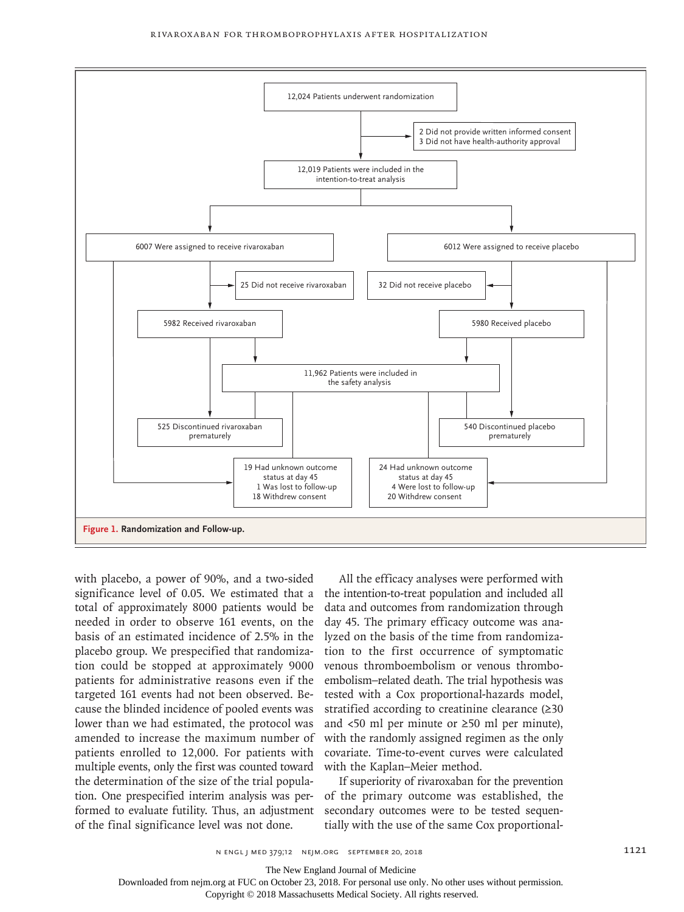12,024 Patients underwent randomization

2 Did not provide written informed consent
3 Did not have health-authority approval

12,019 Patients were included in the intention-to-treat analysis

6007 Were assigned to receive rivaroxaban

6012 Were assigned to receive placebo

25 Did not receive rivaroxaban

32 Did not receive placebo

5982 Received rivaroxaban

5980 Received placebo

11,962 Patients were included in the safety analysis

525 Discontinued rivaroxaban prematurely

540 Discontinued placebo prematurely

19 Had unknown outcome status at day 45
1 Was lost to follow-up
18 Withdrew consent

24 Had unknown outcome status at day 45
4 Were lost to follow-up
20 Withdrew consent

**Figure 1. Randomization and Follow-up.**

with placebo, a power of 90%, and a two-sided significance level of 0.05. We estimated that a total of approximately 8000 patients would be needed in order to observe 161 events, on the basis of an estimated incidence of 2.5% in the placebo group. We prespecified that randomization could be stopped at approximately 9000 patients for administrative reasons even if the targeted 161 events had not been observed. Because the blinded incidence of pooled events was lower than we had estimated, the protocol was amended to increase the maximum number of patients enrolled to 12,000. For patients with multiple events, only the first was counted toward the determination of the size of the trial population. One prespecified interim analysis was performed to evaluate futility. Thus, an adjustment of the final significance level was not done.

All the efficacy analyses were performed with the intention-to-treat population and included all data and outcomes from randomization through day 45. The primary efficacy outcome was analyzed on the basis of the time from randomization to the first occurrence of symptomatic venous thromboembolism or venous thromboembolism–related death. The trial hypothesis was tested with a Cox proportional-hazards model, stratified according to creatinine clearance (≥30 and <50 ml per minute or ≥50 ml per minute), with the randomly assigned regimen as the only covariate. Time-to-event curves were calculated with the Kaplan–Meier method.

If superiority of rivaroxaban for the prevention of the primary outcome was established, the secondary outcomes were to be tested sequentially with the use of the same Cox proportional-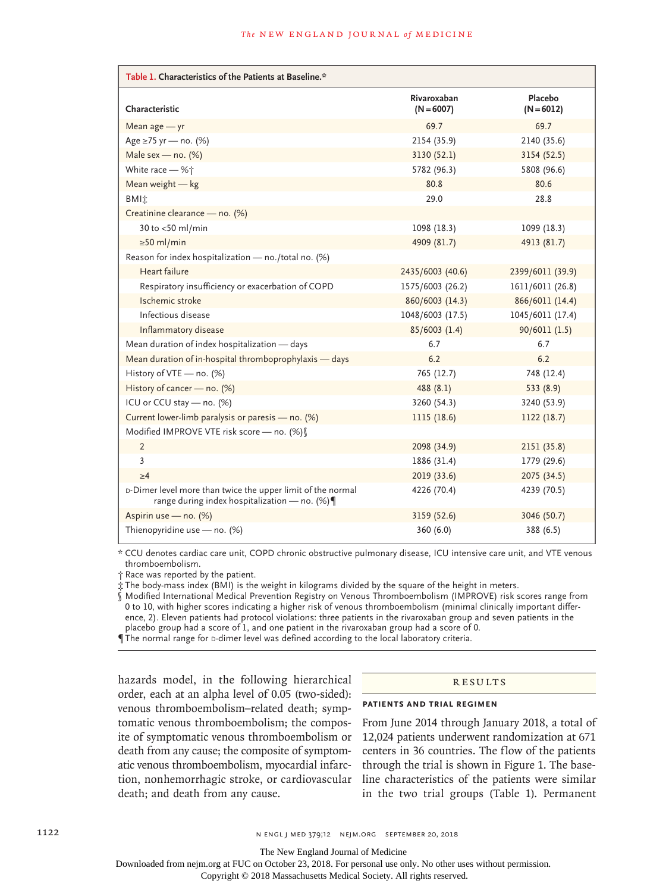**Table 1. Characteristics of the Patients at Baseline.***

| Characteristic | Rivaroxaban (N=6007) | Placebo (N=6012) |
|---|---|---|
| Mean age — yr | 69.7 | 69.7 |
| Age ≥75 yr — no. (%) | 2154 (35.9) | 2140 (35.6) |
| Male sex — no. (%) | 3130 (52.1) | 3154 (52.5) |
| White race — %† | 5782 (96.3) | 5808 (96.6) |
| Mean weight — kg | 80.8 | 80.6 |
| BMI‡ | 29.0 | 28.8 |
| Creatinine clearance — no. (%) | | |
| 30 to <50 ml/min | 1098 (18.3) | 1099 (18.3) |
| ≥50 ml/min | 4909 (81.7) | 4913 (81.7) |
| Reason for index hospitalization — no./total no. (%) | | |
| Heart failure | 2435/6003 (40.6) | 2399/6011 (39.9) |
| Respiratory insufficiency or exacerbation of COPD | 1575/6003 (26.2) | 1611/6011 (26.8) |
| Ischemic stroke | 860/6003 (14.3) | 866/6011 (14.4) |
| Infectious disease | 1048/6003 (17.5) | 1045/6011 (17.4) |
| Inflammatory disease | 85/6003 (1.4) | 90/6011 (1.5) |
| Mean duration of index hospitalization — days | 6.7 | 6.7 |
| Mean duration of in-hospital thromboprophylaxis — days | 6.2 | 6.2 |
| History of VTE — no. (%) | 765 (12.7) | 748 (12.4) |
| History of cancer — no. (%) | 488 (8.1) | 533 (8.9) |
| ICU or CCU stay — no. (%) | 3260 (54.3) | 3240 (53.9) |
| Current lower-limb paralysis or paresis — no. (%) | 1115 (18.6) | 1122 (18.7) |
| Modified IMPROVE VTE risk score — no. (%)§ | | |
| 2 | 2098 (34.9) | 2151 (35.8) |
| 3 | 1886 (31.4) | 1779 (29.6) |
| ≥4 | 2019 (33.6) | 2075 (34.5) |
| D-Dimer level more than twice the upper limit of the normal range during index hospitalization — no. (%)¶ | 4226 (70.4) | 4239 (70.5) |
| Aspirin use — no. (%) | 3159 (52.6) | 3046 (50.7) |
| Thienopyridine use — no. (%) | 360 (6.0) | 388 (6.5) |

\* CCU denotes cardiac care unit, COPD chronic obstructive pulmonary disease, ICU intensive care unit, and VTE venous thromboembolism.

† Race was reported by the patient.

‡ The body-mass index (BMI) is the weight in kilograms divided by the square of the height in meters.

§ Modified International Medical Prevention Registry on Venous Thromboembolism (IMPROVE) risk scores range from 0 to 10, with higher scores indicating a higher risk of venous thromboembolism (minimal clinically important difference, 2). Eleven patients had protocol violations: three patients in the rivaroxaban group and seven patients in the placebo group had a score of 1, and one patient in the rivaroxaban group had a score of 0.

¶ The normal range for D-dimer level was defined according to the local laboratory criteria.

hazards model, in the following hierarchical order, each at an alpha level of 0.05 (two-sided): venous thromboembolism–related death; symptomatic venous thromboembolism; the composite of symptomatic venous thromboembolism or death from any cause; the composite of symptomatic venous thromboembolism, myocardial infarction, nonhemorrhagic stroke, or cardiovascular death; and death from any cause.

## Results

### Patients and Trial Regimen

From June 2014 through January 2018, a total of 12,024 patients underwent randomization at 671 centers in 36 countries. The flow of the patients through the trial is shown in Figure 1. The baseline characteristics of the patients were similar in the two trial groups (Table 1). Permanent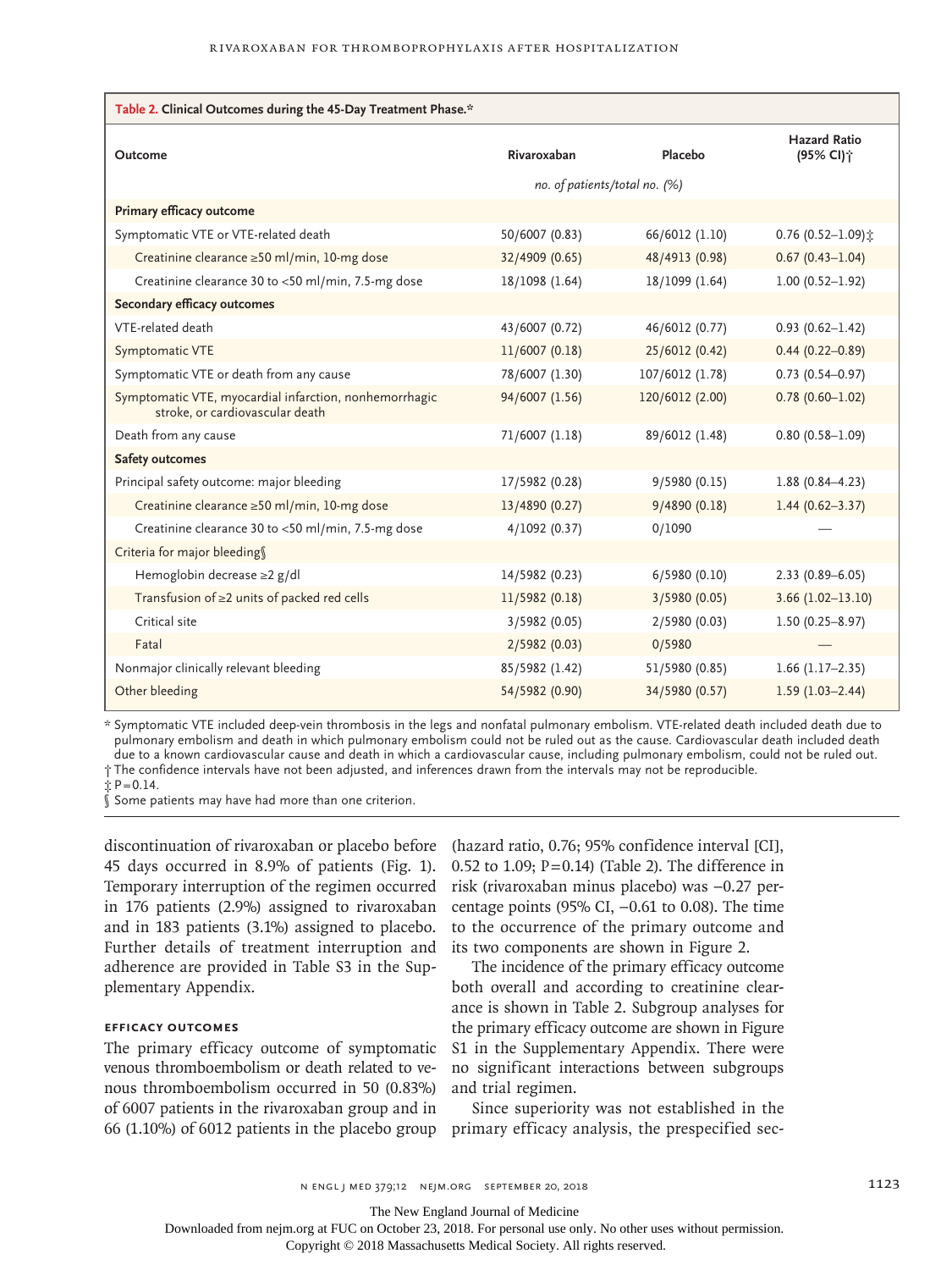**Table 2. Clinical Outcomes during the 45-Day Treatment Phase.***

| Outcome | Rivaroxaban | Placebo | Hazard Ratio (95% CI)† |
|---|---|---|---|
| | *no. of patients/total no. (%)* | | |
| **Primary efficacy outcome** | | | |
| Symptomatic VTE or VTE-related death | 50/6007 (0.83) | 66/6012 (1.10) | 0.76 (0.52–1.09)‡ |
| Creatinine clearance ≥50 ml/min, 10-mg dose | 32/4909 (0.65) | 48/4913 (0.98) | 0.67 (0.43–1.04) |
| Creatinine clearance 30 to <50 ml/min, 7.5-mg dose | 18/1098 (1.64) | 18/1099 (1.64) | 1.00 (0.52–1.92) |
| **Secondary efficacy outcomes** | | | |
| VTE-related death | 43/6007 (0.72) | 46/6012 (0.77) | 0.93 (0.62–1.42) |
| Symptomatic VTE | 11/6007 (0.18) | 25/6012 (0.42) | 0.44 (0.22–0.89) |
| Symptomatic VTE or death from any cause | 78/6007 (1.30) | 107/6012 (1.78) | 0.73 (0.54–0.97) |
| Symptomatic VTE, myocardial infarction, nonhemorrhagic stroke, or cardiovascular death | 94/6007 (1.56) | 120/6012 (2.00) | 0.78 (0.60–1.02) |
| Death from any cause | 71/6007 (1.18) | 89/6012 (1.48) | 0.80 (0.58–1.09) |
| **Safety outcomes** | | | |
| Principal safety outcome: major bleeding | 17/5982 (0.28) | 9/5980 (0.15) | 1.88 (0.84–4.23) |
| Creatinine clearance ≥50 ml/min, 10-mg dose | 13/4890 (0.27) | 9/4890 (0.18) | 1.44 (0.62–3.37) |
| Creatinine clearance 30 to <50 ml/min, 7.5-mg dose | 4/1092 (0.37) | 0/1090 | — |
| Criteria for major bleeding§ | | | |
| Hemoglobin decrease ≥2 g/dl | 14/5982 (0.23) | 6/5980 (0.10) | 2.33 (0.89–6.05) |
| Transfusion of ≥2 units of packed red cells | 11/5982 (0.18) | 3/5980 (0.05) | 3.66 (1.02–13.10) |
| Critical site | 3/5982 (0.05) | 2/5980 (0.03) | 1.50 (0.25–8.97) |
| Fatal | 2/5982 (0.03) | 0/5980 | — |
| Nonmajor clinically relevant bleeding | 85/5982 (1.42) | 51/5980 (0.85) | 1.66 (1.17–2.35) |
| Other bleeding | 54/5982 (0.90) | 34/5980 (0.57) | 1.59 (1.03–2.44) |

\* Symptomatic VTE included deep-vein thrombosis in the legs and nonfatal pulmonary embolism. VTE-related death included death due to pulmonary embolism and death in which pulmonary embolism could not be ruled out as the cause. Cardiovascular death included death due to a known cardiovascular cause and death in which a cardiovascular cause, including pulmonary embolism, could not be ruled out.

† The confidence intervals have not been adjusted, and inferences drawn from the intervals may not be reproducible.

‡ P=0.14.

§ Some patients may have had more than one criterion.

discontinuation of rivaroxaban or placebo before 45 days occurred in 8.9% of patients (Fig. 1). Temporary interruption of the regimen occurred in 176 patients (2.9%) assigned to rivaroxaban and in 183 patients (3.1%) assigned to placebo. Further details of treatment interruption and adherence are provided in Table S3 in the Supplementary Appendix.

### Efficacy Outcomes

The primary efficacy outcome of symptomatic venous thromboembolism or death related to venous thromboembolism occurred in 50 (0.83%) of 6007 patients in the rivaroxaban group and in 66 (1.10%) of 6012 patients in the placebo group (hazard ratio, 0.76; 95% confidence interval [CI], 0.52 to 1.09; P=0.14) (Table 2). The difference in risk (rivaroxaban minus placebo) was −0.27 percentage points (95% CI, −0.61 to 0.08). The time to the occurrence of the primary outcome and its two components are shown in Figure 2.

The incidence of the primary efficacy outcome both overall and according to creatinine clearance is shown in Table 2. Subgroup analyses for the primary efficacy outcome are shown in Figure S1 in the Supplementary Appendix. There were no significant interactions between subgroups and trial regimen.

Since superiority was not established in the primary efficacy analysis, the prespecified sec-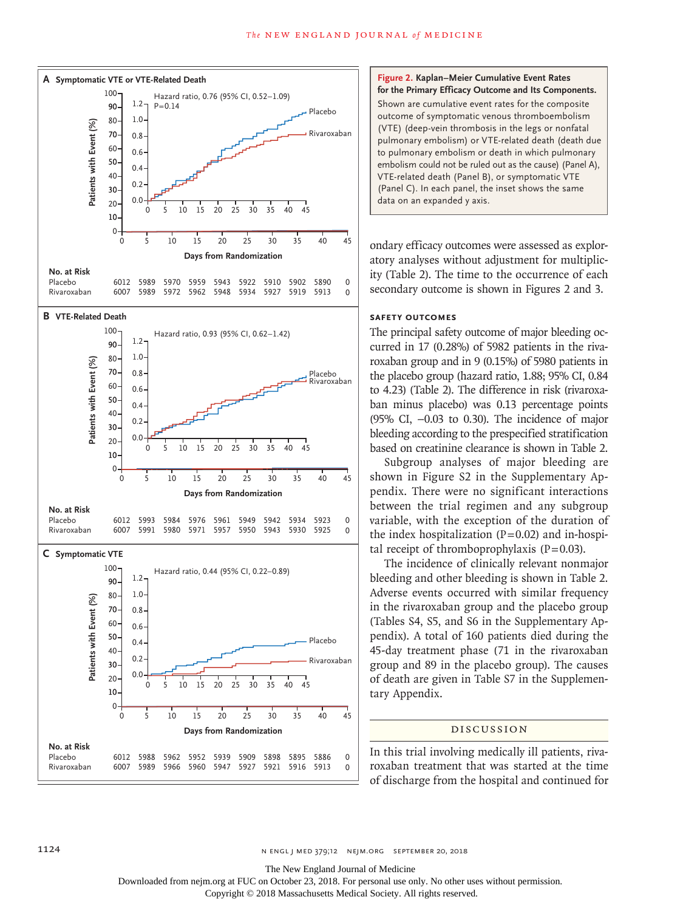**Figure 2. Kaplan–Meier Cumulative Event Rates for the Primary Efficacy Outcome and Its Components.**

Shown are cumulative event rates for the composite outcome of symptomatic venous thromboembolism (VTE) (deep-vein thrombosis in the legs or nonfatal pulmonary embolism) or VTE-related death (death due to pulmonary embolism or death in which pulmonary embolism could not be ruled out as the cause) (Panel A), VTE-related death (Panel B), or symptomatic VTE (Panel C). In each panel, the inset shows the same data on an expanded y axis.

**A Symptomatic VTE or VTE-Related Death**

Hazard ratio, 0.76 (95% CI, 0.52–1.09)
P=0.14

| No. at Risk | 0 | 5 | 10 | 15 | 20 | 25 | 30 | 35 | 40 | 45 |
|---|---|---|---|---|---|---|---|---|---|---|
| Placebo | 6012 | 5989 | 5970 | 5959 | 5943 | 5922 | 5910 | 5902 | 5890 | 0 |
| Rivaroxaban | 6007 | 5989 | 5972 | 5962 | 5948 | 5934 | 5927 | 5919 | 5913 | 0 |

**B VTE-Related Death**

Hazard ratio, 0.93 (95% CI, 0.62–1.42)

| No. at Risk | 0 | 5 | 10 | 15 | 20 | 25 | 30 | 35 | 40 | 45 |
|---|---|---|---|---|---|---|---|---|---|---|
| Placebo | 6012 | 5993 | 5984 | 5976 | 5961 | 5949 | 5942 | 5934 | 5923 | 0 |
| Rivaroxaban | 6007 | 5991 | 5980 | 5971 | 5957 | 5950 | 5943 | 5930 | 5925 | 0 |

**C Symptomatic VTE**

Hazard ratio, 0.44 (95% CI, 0.22–0.89)

| No. at Risk | 0 | 5 | 10 | 15 | 20 | 25 | 30 | 35 | 40 | 45 |
|---|---|---|---|---|---|---|---|---|---|---|
| Placebo | 6012 | 5988 | 5962 | 5952 | 5939 | 5909 | 5898 | 5895 | 5886 | 0 |
| Rivaroxaban | 6007 | 5989 | 5966 | 5960 | 5947 | 5927 | 5921 | 5916 | 5913 | 0 |

ondary efficacy outcomes were assessed as exploratory analyses without adjustment for multiplicity (Table 2). The time to the occurrence of each secondary outcome is shown in Figures 2 and 3.

### SAFETY OUTCOMES

The principal safety outcome of major bleeding occurred in 17 (0.28%) of 5982 patients in the rivaroxaban group and in 9 (0.15%) of 5980 patients in the placebo group (hazard ratio, 1.88; 95% CI, 0.84 to 4.23) (Table 2). The difference in risk (rivaroxaban minus placebo) was 0.13 percentage points (95% CI, −0.03 to 0.30). The incidence of major bleeding according to the prespecified stratification based on creatinine clearance is shown in Table 2.

Subgroup analyses of major bleeding are shown in Figure S2 in the Supplementary Appendix. There were no significant interactions between the trial regimen and any subgroup variable, with the exception of the duration of the index hospitalization (P=0.02) and in-hospital receipt of thromboprophylaxis (P=0.03).

The incidence of clinically relevant nonmajor bleeding and other bleeding is shown in Table 2. Adverse events occurred with similar frequency in the rivaroxaban group and the placebo group (Tables S4, S5, and S6 in the Supplementary Appendix). A total of 160 patients died during the 45-day treatment phase (71 in the rivaroxaban group and 89 in the placebo group). The causes of death are given in Table S7 in the Supplementary Appendix.

## DISCUSSION

In this trial involving medically ill patients, rivaroxaban treatment that was started at the time of discharge from the hospital and continued for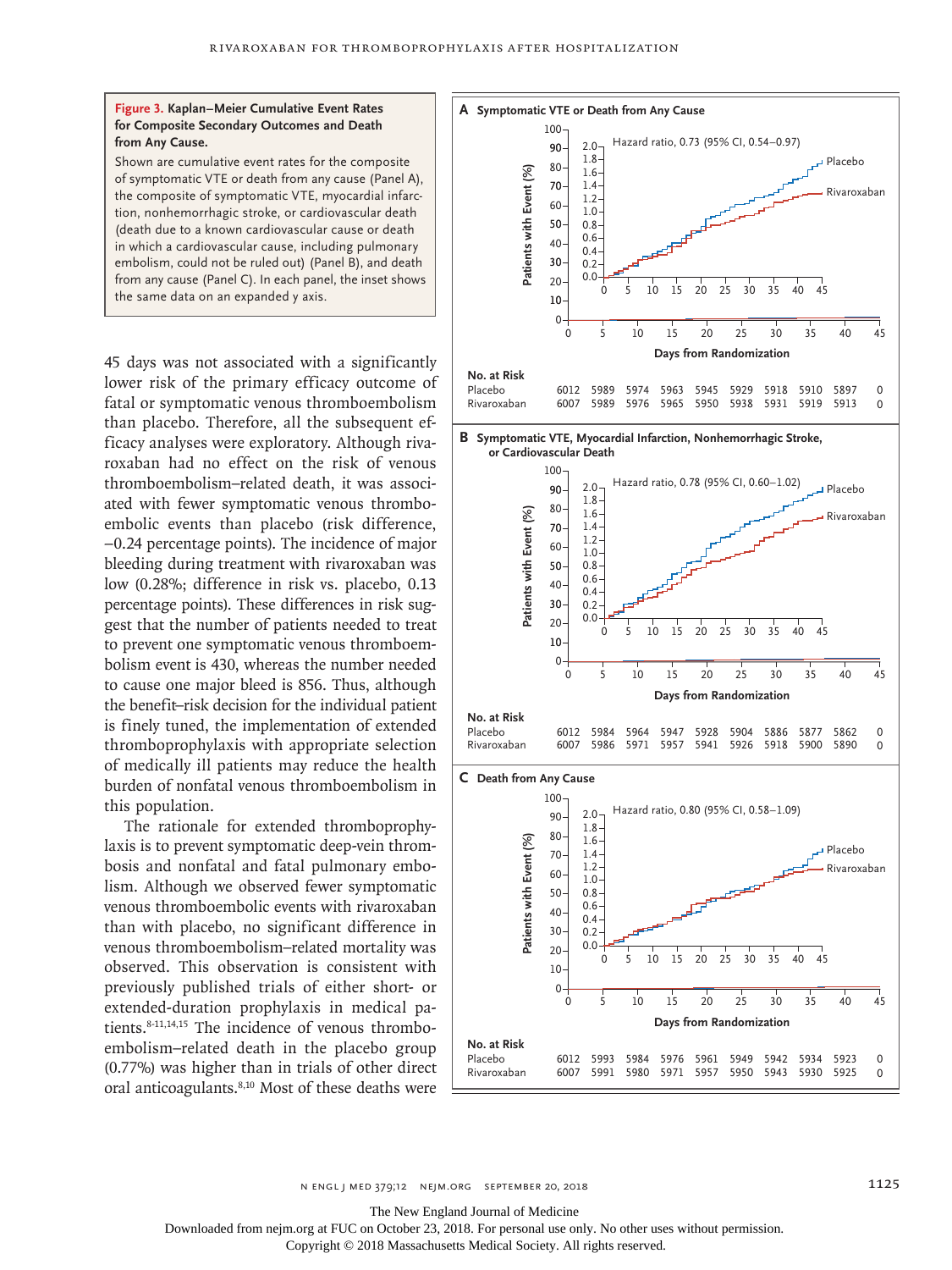**Figure 3. Kaplan–Meier Cumulative Event Rates for Composite Secondary Outcomes and Death from Any Cause.**

Shown are cumulative event rates for the composite of symptomatic VTE or death from any cause (Panel A), the composite of symptomatic VTE, myocardial infarction, nonhemorrhagic stroke, or cardiovascular death (death due to a known cardiovascular cause or death in which a cardiovascular cause, including pulmonary embolism, could not be ruled out) (Panel B), and death from any cause (Panel C). In each panel, the inset shows the same data on an expanded y axis.

**A Symptomatic VTE or Death from Any Cause**

Hazard ratio, 0.73 (95% CI, 0.54–0.97)

| No. at Risk | 0 | 5 | 10 | 15 | 20 | 25 | 30 | 35 | 40 | 45 |
|---|---|---|---|---|---|---|---|---|---|---|
| Placebo | 6012 | 5989 | 5974 | 5963 | 5945 | 5929 | 5918 | 5910 | 5897 | 0 |
| Rivaroxaban | 6007 | 5989 | 5976 | 5965 | 5950 | 5938 | 5931 | 5919 | 5913 | 0 |

**B Symptomatic VTE, Myocardial Infarction, Nonhemorrhagic Stroke, or Cardiovascular Death**

Hazard ratio, 0.78 (95% CI, 0.60–1.02)

| No. at Risk | 0 | 5 | 10 | 15 | 20 | 25 | 30 | 35 | 40 | 45 |
|---|---|---|---|---|---|---|---|---|---|---|
| Placebo | 6012 | 5984 | 5964 | 5947 | 5928 | 5904 | 5886 | 5877 | 5862 | 0 |
| Rivaroxaban | 6007 | 5986 | 5971 | 5957 | 5941 | 5926 | 5918 | 5900 | 5890 | 0 |

**C Death from Any Cause**

Hazard ratio, 0.80 (95% CI, 0.58–1.09)

| No. at Risk | 0 | 5 | 10 | 15 | 20 | 25 | 30 | 35 | 40 | 45 |
|---|---|---|---|---|---|---|---|---|---|---|
| Placebo | 6012 | 5993 | 5984 | 5976 | 5961 | 5949 | 5942 | 5934 | 5923 | 0 |
| Rivaroxaban | 6007 | 5991 | 5980 | 5971 | 5957 | 5950 | 5943 | 5930 | 5925 | 0 |

45 days was not associated with a significantly lower risk of the primary efficacy outcome of fatal or symptomatic venous thromboembolism than placebo. Therefore, all the subsequent efficacy analyses were exploratory. Although rivaroxaban had no effect on the risk of venous thromboembolism–related death, it was associated with fewer symptomatic venous thromboembolic events than placebo (risk difference, −0.24 percentage points). The incidence of major bleeding during treatment with rivaroxaban was low (0.28%; difference in risk vs. placebo, 0.13 percentage points). These differences in risk suggest that the number of patients needed to treat to prevent one symptomatic venous thromboembolism event is 430, whereas the number needed to cause one major bleed is 856. Thus, although the benefit–risk decision for the individual patient is finely tuned, the implementation of extended thromboprophylaxis with appropriate selection of medically ill patients may reduce the health burden of nonfatal venous thromboembolism in this population.

The rationale for extended thromboprophylaxis is to prevent symptomatic deep-vein thrombosis and nonfatal and fatal pulmonary embolism. Although we observed fewer symptomatic venous thromboembolic events with rivaroxaban than with placebo, no significant difference in venous thromboembolism–related mortality was observed. This observation is consistent with previously published trials of either short- or extended-duration prophylaxis in medical patients.[8-11,14,15] The incidence of venous thromboembolism–related death in the placebo group (0.77%) was higher than in trials of other direct oral anticoagulants.[8,10] Most of these deaths were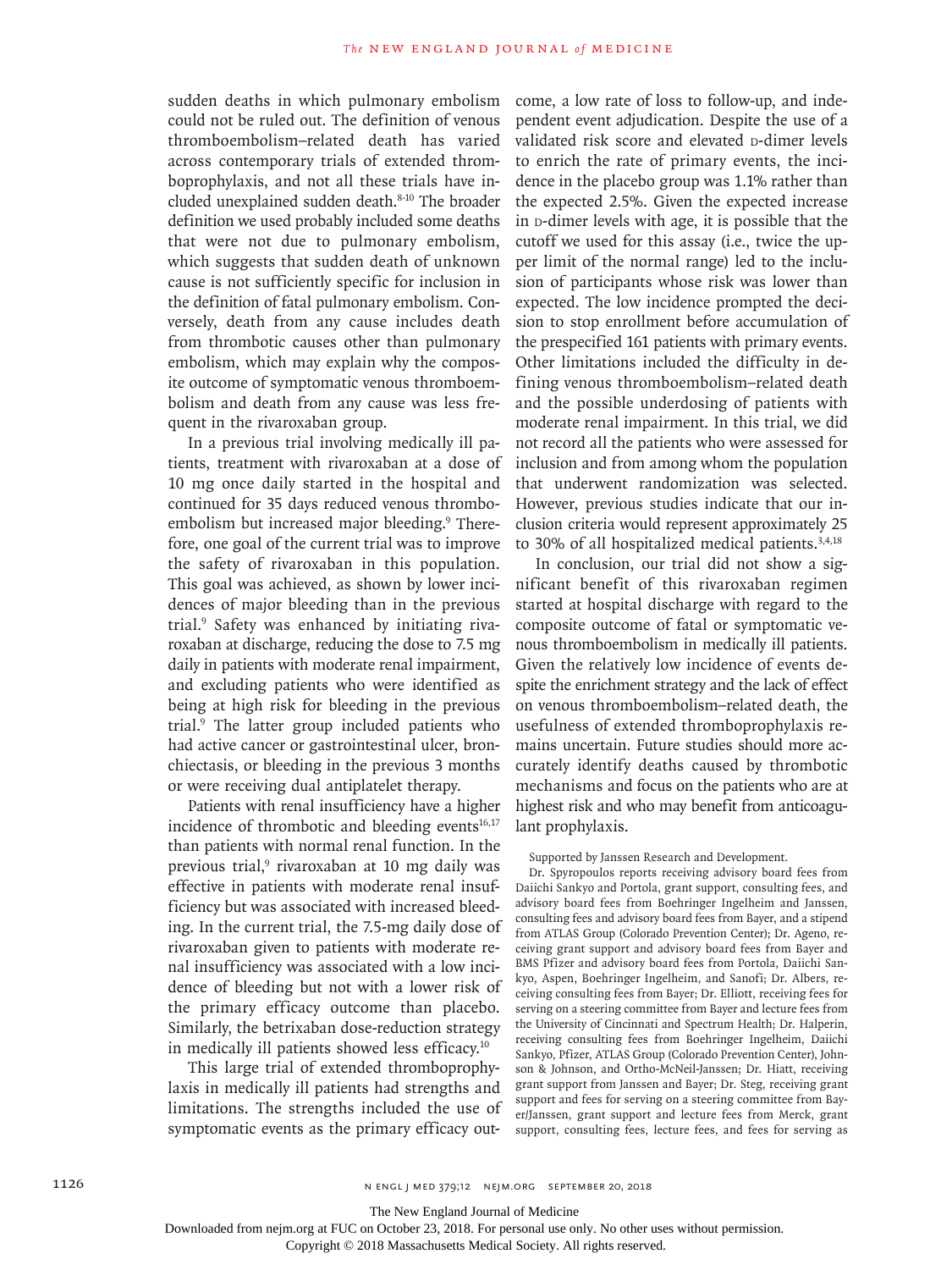sudden deaths in which pulmonary embolism could not be ruled out. The definition of venous thromboembolism–related death has varied across contemporary trials of extended thromboprophylaxis, and not all these trials have included unexplained sudden death.[8-10] The broader definition we used probably included some deaths that were not due to pulmonary embolism, which suggests that sudden death of unknown cause is not sufficiently specific for inclusion in the definition of fatal pulmonary embolism. Conversely, death from any cause includes death from thrombotic causes other than pulmonary embolism, which may explain why the composite outcome of symptomatic venous thromboembolism and death from any cause was less frequent in the rivaroxaban group.

In a previous trial involving medically ill patients, treatment with rivaroxaban at a dose of 10 mg once daily started in the hospital and continued for 35 days reduced venous thromboembolism but increased major bleeding.[9] Therefore, one goal of the current trial was to improve the safety of rivaroxaban in this population. This goal was achieved, as shown by lower incidences of major bleeding than in the previous trial.[9] Safety was enhanced by initiating rivaroxaban at discharge, reducing the dose to 7.5 mg daily in patients with moderate renal impairment, and excluding patients who were identified as being at high risk for bleeding in the previous trial.[9] The latter group included patients who had active cancer or gastrointestinal ulcer, bronchiectasis, or bleeding in the previous 3 months or were receiving dual antiplatelet therapy.

Patients with renal insufficiency have a higher incidence of thrombotic and bleeding events[16,17] than patients with normal renal function. In the previous trial,[9] rivaroxaban at 10 mg daily was effective in patients with moderate renal insufficiency but was associated with increased bleeding. In the current trial, the 7.5-mg daily dose of rivaroxaban given to patients with moderate renal insufficiency was associated with a low incidence of bleeding but not with a lower risk of the primary efficacy outcome than placebo. Similarly, the betrixaban dose-reduction strategy in medically ill patients showed less efficacy.[10]

This large trial of extended thromboprophylaxis in medically ill patients had strengths and limitations. The strengths included the use of symptomatic events as the primary efficacy outcome, a low rate of loss to follow-up, and independent event adjudication. Despite the use of a validated risk score and elevated D-dimer levels to enrich the rate of primary events, the incidence in the placebo group was 1.1% rather than the expected 2.5%. Given the expected increase in D-dimer levels with age, it is possible that the cutoff we used for this assay (i.e., twice the upper limit of the normal range) led to the inclusion of participants whose risk was lower than expected. The low incidence prompted the decision to stop enrollment before accumulation of the prespecified 161 patients with primary events. Other limitations included the difficulty in defining venous thromboembolism–related death and the possible underdosing of patients with moderate renal impairment. In this trial, we did not record all the patients who were assessed for inclusion and from among whom the population that underwent randomization was selected. However, previous studies indicate that our inclusion criteria would represent approximately 25 to 30% of all hospitalized medical patients.[3,4,18]

In conclusion, our trial did not show a significant benefit of this rivaroxaban regimen started at hospital discharge with regard to the composite outcome of fatal or symptomatic venous thromboembolism in medically ill patients. Given the relatively low incidence of events despite the enrichment strategy and the lack of effect on venous thromboembolism–related death, the usefulness of extended thromboprophylaxis remains uncertain. Future studies should more accurately identify deaths caused by thrombotic mechanisms and focus on the patients who are at highest risk and who may benefit from anticoagulant prophylaxis.

Supported by Janssen Research and Development.

Dr. Spyropoulos reports receiving advisory board fees from Daiichi Sankyo and Portola, grant support, consulting fees, and advisory board fees from Boehringer Ingelheim and Janssen, consulting fees and advisory board fees from Bayer, and a stipend from ATLAS Group (Colorado Prevention Center); Dr. Ageno, receiving grant support and advisory board fees from Bayer and BMS Pfizer and advisory board fees from Portola, Daiichi Sankyo, Aspen, Boehringer Ingelheim, and Sanofi; Dr. Albers, receiving consulting fees from Bayer; Dr. Elliott, receiving fees for serving on a steering committee from Bayer and lecture fees from the University of Cincinnati and Spectrum Health; Dr. Halperin, receiving consulting fees from Boehringer Ingelheim, Daiichi Sankyo, Pfizer, ATLAS Group (Colorado Prevention Center), Johnson & Johnson, and Ortho-McNeil-Janssen; Dr. Hiatt, receiving grant support from Janssen and Bayer; Dr. Steg, receiving grant support and fees for serving on a steering committee from Bayer/Janssen, grant support and lecture fees from Merck, grant support, consulting fees, lecture fees, and fees for serving as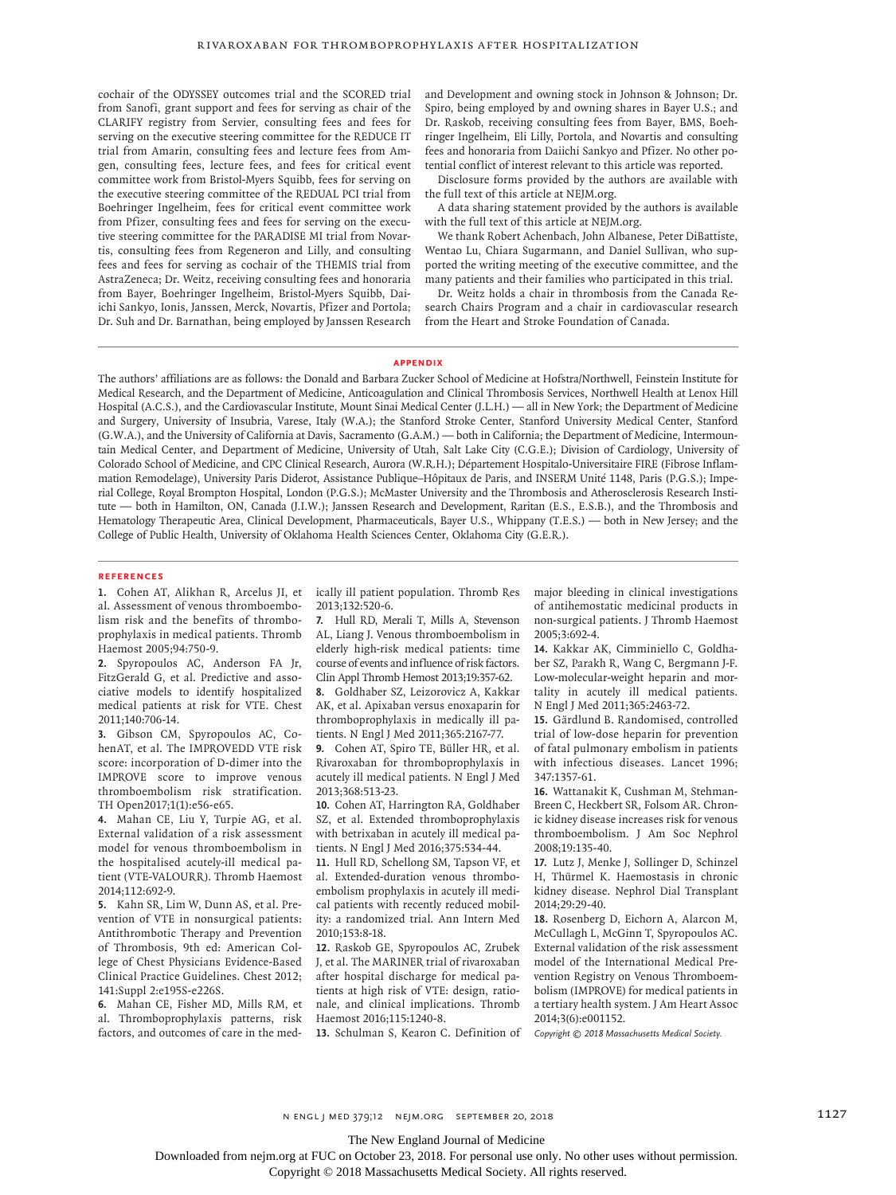cochair of the ODYSSEY outcomes trial and the SCORED trial from Sanofi, grant support and fees for serving as chair of the CLARIFY registry from Servier, consulting fees and fees for serving on the executive steering committee for the REDUCE IT trial from Amarin, consulting fees and lecture fees from Amgen, consulting fees, lecture fees, and fees for critical event committee work from Bristol-Myers Squibb, fees for serving on the executive steering committee of the REDUAL PCI trial from Boehringer Ingelheim, fees for critical event committee work from Pfizer, consulting fees and fees for serving on the executive steering committee for the PARADISE MI trial from Novartis, consulting fees from Regeneron and Lilly, and consulting fees and fees for serving as cochair of the THEMIS trial from AstraZeneca; Dr. Weitz, receiving consulting fees and honoraria from Bayer, Boehringer Ingelheim, Bristol-Myers Squibb, Daiichi Sankyo, Ionis, Janssen, Merck, Novartis, Pfizer and Portola; Dr. Suh and Dr. Barnathan, being employed by Janssen Research and Development and owning stock in Johnson & Johnson; Dr. Spiro, being employed by and owning shares in Bayer U.S.; and Dr. Raskob, receiving consulting fees from Bayer, BMS, Boehringer Ingelheim, Eli Lilly, Portola, and Novartis and consulting fees and honoraria from Daiichi Sankyo and Pfizer. No other potential conflict of interest relevant to this article was reported.

Disclosure forms provided by the authors are available with the full text of this article at NEJM.org.

A data sharing statement provided by the authors is available with the full text of this article at NEJM.org.

We thank Robert Achenbach, John Albanese, Peter DiBattiste, Wentao Lu, Chiara Sugarmann, and Daniel Sullivan, who supported the writing meeting of the executive committee, and the many patients and their families who participated in this trial.

Dr. Weitz holds a chair in thrombosis from the Canada Research Chairs Program and a chair in cardiovascular research from the Heart and Stroke Foundation of Canada.

## APPENDIX

The authors' affiliations are as follows: the Donald and Barbara Zucker School of Medicine at Hofstra/Northwell, Feinstein Institute for Medical Research, and the Department of Medicine, Anticoagulation and Clinical Thrombosis Services, Northwell Health at Lenox Hill Hospital (A.C.S.), and the Cardiovascular Institute, Mount Sinai Medical Center (J.L.H.) — all in New York; the Department of Medicine and Surgery, University of Insubria, Varese, Italy (W.A.); the Stanford Stroke Center, Stanford University Medical Center, Stanford (G.W.A.), and the University of California at Davis, Sacramento (G.A.M.) — both in California; the Department of Medicine, Intermountain Medical Center, and Department of Medicine, University of Utah, Salt Lake City (C.G.E.); Division of Cardiology, University of Colorado School of Medicine, and CPC Clinical Research, Aurora (W.R.H.); Département Hospitalo-Universitaire FIRE (Fibrose Inflammation Remodelage), University Paris Diderot, Assistance Publique–Hôpitaux de Paris, and INSERM Unité 1148, Paris (P.G.S.); Imperial College, Royal Brompton Hospital, London (P.G.S.); McMaster University and the Thrombosis and Atherosclerosis Research Institute — both in Hamilton, ON, Canada (J.I.W.); Janssen Research and Development, Raritan (E.S., E.S.B.), and the Thrombosis and Hematology Therapeutic Area, Clinical Development, Pharmaceuticals, Bayer U.S., Whippany (T.E.S.) — both in New Jersey; and the College of Public Health, University of Oklahoma Health Sciences Center, Oklahoma City (G.E.R.).

## REFERENCES

1. Cohen AT, Alikhan R, Arcelus JI, et al. Assessment of venous thromboembolism risk and the benefits of thromboprophylaxis in medical patients. Thromb Haemost 2005;94:750-9.
2. Spyropoulos AC, Anderson FA Jr, FitzGerald G, et al. Predictive and associative models to identify hospitalized medical patients at risk for VTE. Chest 2011;140:706-14.
3. Gibson CM, Spyropoulos AC, CohenAT, et al. The IMPROVEDD VTE risk score: incorporation of D-dimer into the IMPROVE score to improve venous thromboembolism risk stratification. TH Open2017;1(1):e56-e65.
4. Mahan CE, Liu Y, Turpie AG, et al. External validation of a risk assessment model for venous thromboembolism in the hospitalised acutely-ill medical patient (VTE-VALOURR). Thromb Haemost 2014;112:692-9.
5. Kahn SR, Lim W, Dunn AS, et al. Prevention of VTE in nonsurgical patients: Antithrombotic Therapy and Prevention of Thrombosis, 9th ed: American College of Chest Physicians Evidence-Based Clinical Practice Guidelines. Chest 2012; 141:Suppl 2:e195S-e226S.
6. Mahan CE, Fisher MD, Mills RM, et al. Thromboprophylaxis patterns, risk factors, and outcomes of care in the medically ill patient population. Thromb Res 2013;132:520-6.
7. Hull RD, Merali T, Mills A, Stevenson AL, Liang J. Venous thromboembolism in elderly high-risk medical patients: time course of events and influence of risk factors. Clin Appl Thromb Hemost 2013;19:357-62.
8. Goldhaber SZ, Leizorovicz A, Kakkar AK, et al. Apixaban versus enoxaparin for thromboprophylaxis in medically ill patients. N Engl J Med 2011;365:2167-77.
9. Cohen AT, Spiro TE, Büller HR, et al. Rivaroxaban for thromboprophylaxis in acutely ill medical patients. N Engl J Med 2013;368:513-23.
10. Cohen AT, Harrington RA, Goldhaber SZ, et al. Extended thromboprophylaxis with betrixaban in acutely ill medical patients. N Engl J Med 2016;375:534-44.
11. Hull RD, Schellong SM, Tapson VF, et al. Extended-duration venous thromboembolism prophylaxis in acutely ill medical patients with recently reduced mobility: a randomized trial. Ann Intern Med 2010;153:8-18.
12. Raskob GE, Spyropoulos AC, Zrubek J, et al. The MARINER trial of rivaroxaban after hospital discharge for medical patients at high risk of VTE: design, rationale, and clinical implications. Thromb Haemost 2016;115:1240-8.
13. Schulman S, Kearon C. Definition of major bleeding in clinical investigations of antihemostatic medicinal products in non-surgical patients. J Thromb Haemost 2005;3:692-4.
14. Kakkar AK, Cimminiello C, Goldhaber SZ, Parakh R, Wang C, Bergmann J-F. Low-molecular-weight heparin and mortality in acutely ill medical patients. N Engl J Med 2011;365:2463-72.
15. Gärdlund B. Randomised, controlled trial of low-dose heparin for prevention of fatal pulmonary embolism in patients with infectious diseases. Lancet 1996; 347:1357-61.
16. Wattanakit K, Cushman M, Stehman-Breen C, Heckbert SR, Folsom AR. Chronic kidney disease increases risk for venous thromboembolism. J Am Soc Nephrol 2008;19:135-40.
17. Lutz J, Menke J, Sollinger D, Schinzel H, Thürmel K. Haemostasis in chronic kidney disease. Nephrol Dial Transplant 2014;29:29-40.
18. Rosenberg D, Eichorn A, Alarcon M, McCullagh L, McGinn T, Spyropoulos AC. External validation of the risk assessment model of the International Medical Prevention Registry on Venous Thromboembolism (IMPROVE) for medical patients in a tertiary health system. J Am Heart Assoc 2014;3(6):e001152.

*Copyright © 2018 Massachusetts Medical Society.*